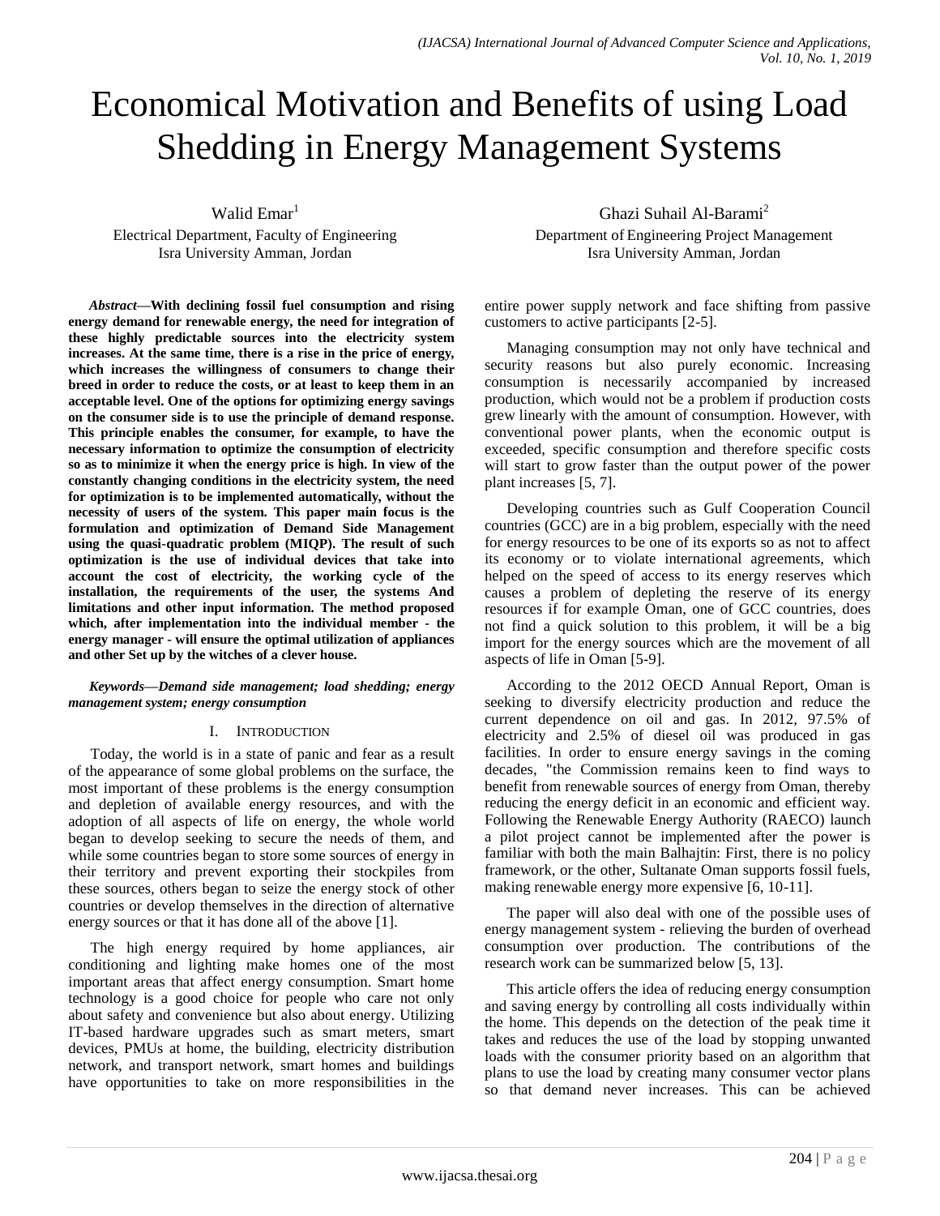# Economical Motivation and Benefits of using Load Shedding in Energy Management Systems

Walid Emar[1]
Electrical Department, Faculty of Engineering
Isra University Amman, Jordan

Ghazi Suhail Al-Barami[2]
Department of Engineering Project Management
Isra University Amman, Jordan

***Abstract*—With declining fossil fuel consumption and rising energy demand for renewable energy, the need for integration of these highly predictable sources into the electricity system increases. At the same time, there is a rise in the price of energy, which increases the willingness of consumers to change their breed in order to reduce the costs, or at least to keep them in an acceptable level. One of the options for optimizing energy savings on the consumer side is to use the principle of demand response. This principle enables the consumer, for example, to have the necessary information to optimize the consumption of electricity so as to minimize it when the energy price is high. In view of the constantly changing conditions in the electricity system, the need for optimization is to be implemented automatically, without the necessity of users of the system. This paper main focus is the formulation and optimization of Demand Side Management using the quasi-quadratic problem (MIQP). The result of such optimization is the use of individual devices that take into account the cost of electricity, the working cycle of the installation, the requirements of the user, the systems And limitations and other input information. The method proposed which, after implementation into the individual member - the energy manager - will ensure the optimal utilization of appliances and other Set up by the witches of a clever house.**

***Keywords—Demand side management; load shedding; energy management system; energy consumption***

## I. Introduction

Today, the world is in a state of panic and fear as a result of the appearance of some global problems on the surface, the most important of these problems is the energy consumption and depletion of available energy resources, and with the adoption of all aspects of life on energy, the whole world began to develop seeking to secure the needs of them, and while some countries began to store some sources of energy in their territory and prevent exporting their stockpiles from these sources, others began to seize the energy stock of other countries or develop themselves in the direction of alternative energy sources or that it has done all of the above [1].

The high energy required by home appliances, air conditioning and lighting make homes one of the most important areas that affect energy consumption. Smart home technology is a good choice for people who care not only about safety and convenience but also about energy. Utilizing IT-based hardware upgrades such as smart meters, smart devices, PMUs at home, the building, electricity distribution network, and transport network, smart homes and buildings have opportunities to take on more responsibilities in the entire power supply network and face shifting from passive customers to active participants [2-5].

Managing consumption may not only have technical and security reasons but also purely economic. Increasing consumption is necessarily accompanied by increased production, which would not be a problem if production costs grew linearly with the amount of consumption. However, with conventional power plants, when the economic output is exceeded, specific consumption and therefore specific costs will start to grow faster than the output power of the power plant increases [5, 7].

Developing countries such as Gulf Cooperation Council countries (GCC) are in a big problem, especially with the need for energy resources to be one of its exports so as not to affect its economy or to violate international agreements, which helped on the speed of access to its energy reserves which causes a problem of depleting the reserve of its energy resources if for example Oman, one of GCC countries, does not find a quick solution to this problem, it will be a big import for the energy sources which are the movement of all aspects of life in Oman [5-9].

According to the 2012 OECD Annual Report, Oman is seeking to diversify electricity production and reduce the current dependence on oil and gas. In 2012, 97.5% of electricity and 2.5% of diesel oil was produced in gas facilities. In order to ensure energy savings in the coming decades, "the Commission remains keen to find ways to benefit from renewable sources of energy from Oman, thereby reducing the energy deficit in an economic and efficient way. Following the Renewable Energy Authority (RAECO) launch a pilot project cannot be implemented after the power is familiar with both the main Balhajtin: First, there is no policy framework, or the other, Sultanate Oman supports fossil fuels, making renewable energy more expensive [6, 10-11].

The paper will also deal with one of the possible uses of energy management system - relieving the burden of overhead consumption over production. The contributions of the research work can be summarized below [5, 13].

This article offers the idea of reducing energy consumption and saving energy by controlling all costs individually within the home. This depends on the detection of the peak time it takes and reduces the use of the load by stopping unwanted loads with the consumer priority based on an algorithm that plans to use the load by creating many consumer vector plans so that demand never increases. This can be achieved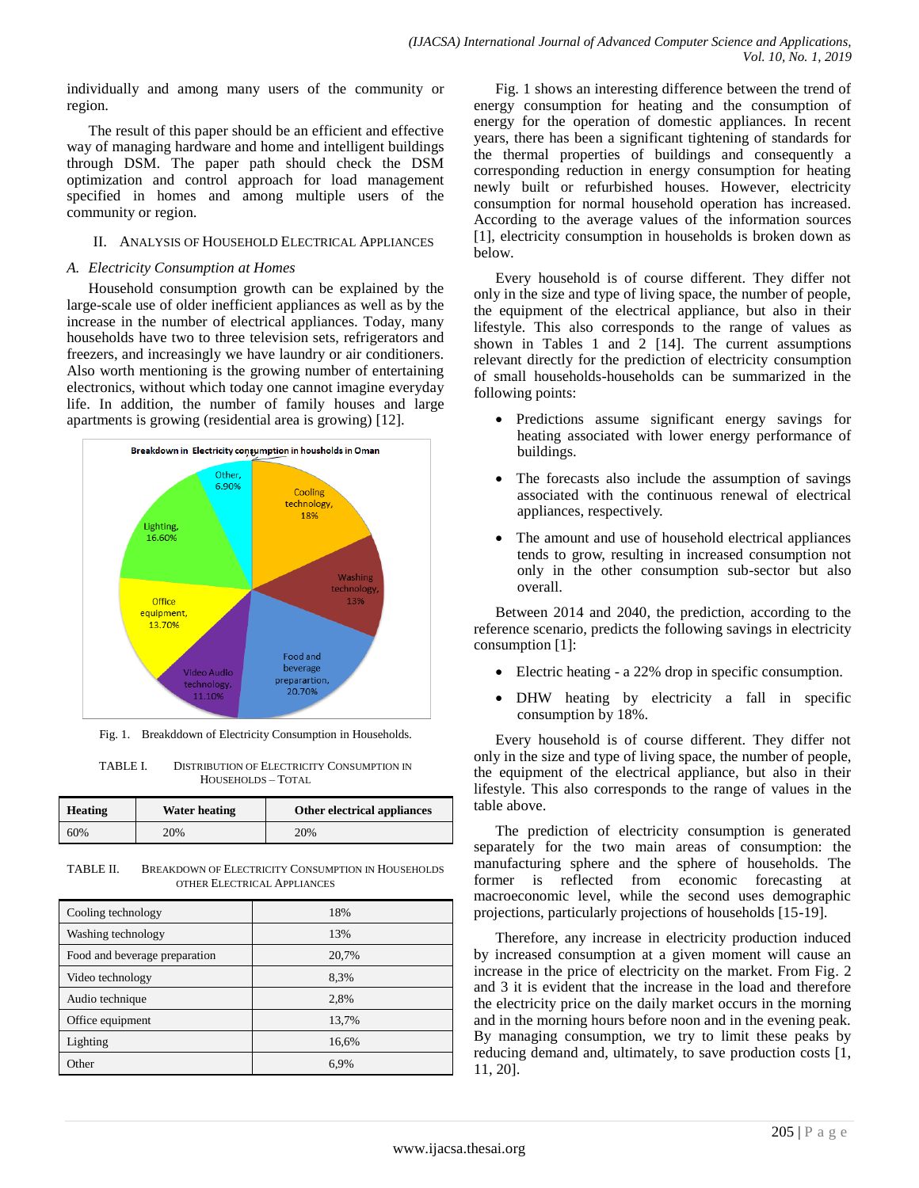individually and among many users of the community or region.

The result of this paper should be an efficient and effective way of managing hardware and home and intelligent buildings through DSM. The paper path should check the DSM optimization and control approach for load management specified in homes and among multiple users of the community or region.

## II. Analysis of Household Electrical Appliances

### A. Electricity Consumption at Homes

Household consumption growth can be explained by the large-scale use of older inefficient appliances as well as by the increase in the number of electrical appliances. Today, many households have two to three television sets, refrigerators and freezers, and increasingly we have laundry or air conditioners. Also worth mentioning is the growing number of entertaining electronics, without which today one cannot imagine everyday life. In addition, the number of family houses and large apartments is growing (residential area is growing) [12].

Fig. 1. Breakddown of Electricity Consumption in Households.

TABLE I. Distribution of Electricity Consumption in Households – Total

| Heating | Water heating | Other electrical appliances |
|---|---|---|
| 60% | 20% | 20% |

TABLE II. Breakdown of Electricity Consumption in Households Other Electrical Appliances

| | |
|---|---|
| Cooling technology | 18% |
| Washing technology | 13% |
| Food and beverage preparation | 20,7% |
| Video technology | 8,3% |
| Audio technique | 2,8% |
| Office equipment | 13,7% |
| Lighting | 16,6% |
| Other | 6,9% |

Fig. 1 shows an interesting difference between the trend of energy consumption for heating and the consumption of energy for the operation of domestic appliances. In recent years, there has been a significant tightening of standards for the thermal properties of buildings and consequently a corresponding reduction in energy consumption for heating newly built or refurbished houses. However, electricity consumption for normal household operation has increased. According to the average values of the information sources [1], electricity consumption in households is broken down as below.

Every household is of course different. They differ not only in the size and type of living space, the number of people, the equipment of the electrical appliance, but also in their lifestyle. This also corresponds to the range of values as shown in Tables 1 and 2 [14]. The current assumptions relevant directly for the prediction of electricity consumption of small households-households can be summarized in the following points:

- Predictions assume significant energy savings for heating associated with lower energy performance of buildings.
- The forecasts also include the assumption of savings associated with the continuous renewal of electrical appliances, respectively.
- The amount and use of household electrical appliances tends to grow, resulting in increased consumption not only in the other consumption sub-sector but also overall.

Between 2014 and 2040, the prediction, according to the reference scenario, predicts the following savings in electricity consumption [1]:

- Electric heating - a 22% drop in specific consumption.
- DHW heating by electricity a fall in specific consumption by 18%.

Every household is of course different. They differ not only in the size and type of living space, the number of people, the equipment of the electrical appliance, but also in their lifestyle. This also corresponds to the range of values in the table above.

The prediction of electricity consumption is generated separately for the two main areas of consumption: the manufacturing sphere and the sphere of households. The former is reflected from economic forecasting at macroeconomic level, while the second uses demographic projections, particularly projections of households [15-19].

Therefore, any increase in electricity production induced by increased consumption at a given moment will cause an increase in the price of electricity on the market. From Fig. 2 and 3 it is evident that the increase in the load and therefore the electricity price on the daily market occurs in the morning and in the morning hours before noon and in the evening peak. By managing consumption, we try to limit these peaks by reducing demand and, ultimately, to save production costs [1, 11, 20].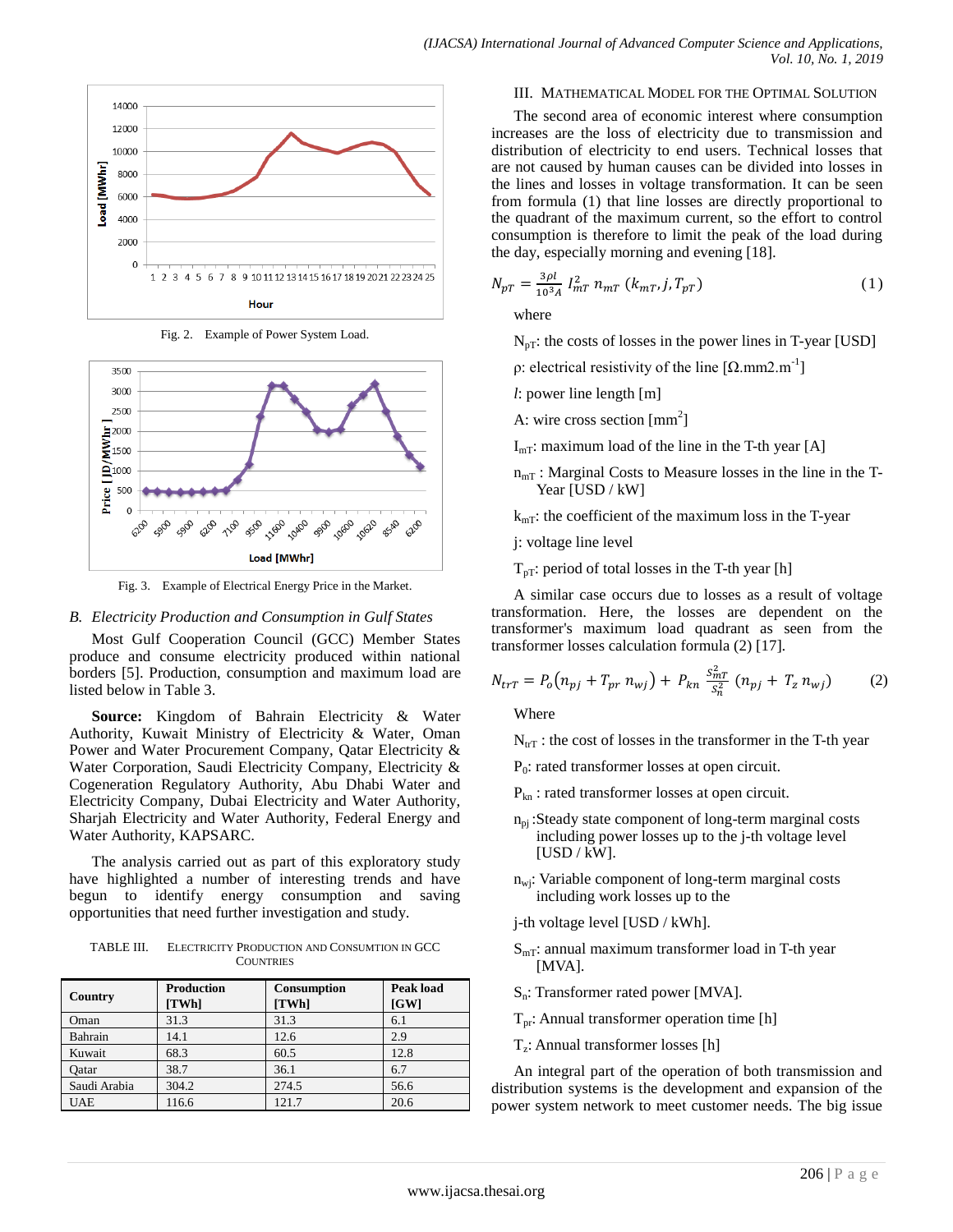Fig. 2. Example of Power System Load.

Fig. 3. Example of Electrical Energy Price in the Market.

### B. *Electricity Production and Consumption in Gulf States*

Most Gulf Cooperation Council (GCC) Member States produce and consume electricity produced within national borders [5]. Production, consumption and maximum load are listed below in Table 3.

**Source:** Kingdom of Bahrain Electricity & Water Authority, Kuwait Ministry of Electricity & Water, Oman Power and Water Procurement Company, Qatar Electricity & Water Corporation, Saudi Electricity Company, Electricity & Cogeneration Regulatory Authority, Abu Dhabi Water and Electricity Company, Dubai Electricity and Water Authority, Sharjah Electricity and Water Authority, Federal Energy and Water Authority, KAPSARC.

The analysis carried out as part of this exploratory study have highlighted a number of interesting trends and have begun to identify energy consumption and saving opportunities that need further investigation and study.

TABLE III. ELECTRICITY PRODUCTION AND CONSUMTION IN GCC COUNTRIES

| Country | Production [TWh] | Consumption [TWh] | Peak load [GW] |
|---|---|---|---|
| Oman | 31.3 | 31.3 | 6.1 |
| Bahrain | 14.1 | 12.6 | 2.9 |
| Kuwait | 68.3 | 60.5 | 12.8 |
| Qatar | 38.7 | 36.1 | 6.7 |
| Saudi Arabia | 304.2 | 274.5 | 56.6 |
| UAE | 116.6 | 121.7 | 20.6 |

## III. MATHEMATICAL MODEL FOR THE OPTIMAL SOLUTION

The second area of economic interest where consumption increases are the loss of electricity due to transmission and distribution of electricity to end users. Technical losses that are not caused by human causes can be divided into losses in the lines and losses in voltage transformation. It can be seen from formula (1) that line losses are directly proportional to the quadrant of the maximum current, so the effort to control consumption is therefore to limit the peak of the load during the day, especially morning and evening [18].

$$N_{pT} = \frac{3\rho l}{10^3 A} I_{mT}^2 \, n_{mT} \, (k_{mT}, j, T_{pT}) \quad (1)$$

where

$N_{pT}$: the costs of losses in the power lines in T-year [USD]

$\rho$: electrical resistivity of the line [$\Omega$.mm2.m$^{-1}$]

$l$: power line length [m]

A: wire cross section [mm$^2$]

$I_{mT}$: maximum load of the line in the T-th year [A]

$n_{mT}$ : Marginal Costs to Measure losses in the line in the T-Year [USD / kW]

$k_{mT}$: the coefficient of the maximum loss in the T-year

j: voltage line level

$T_{pT}$: period of total losses in the T-th year [h]

A similar case occurs due to losses as a result of voltage transformation. Here, the losses are dependent on the transformer's maximum load quadrant as seen from the transformer losses calculation formula (2) [17].

$$N_{trT} = P_o\left(n_{pj} + T_{pr}\, n_{wj}\right) + P_{kn}\, \frac{S_{mT}^2}{S_n^2}\, \left(n_{pj} + T_z\, n_{wj}\right) \quad (2)$$

Where

$N_{trT}$ : the cost of losses in the transformer in the T-th year

$P_0$: rated transformer losses at open circuit.

$P_{kn}$ : rated transformer losses at open circuit.

$n_{pj}$ :Steady state component of long-term marginal costs including power losses up to the j-th voltage level [USD / kW].

$n_{wj}$: Variable component of long-term marginal costs including work losses up to the

j-th voltage level [USD / kWh].

$S_{mT}$: annual maximum transformer load in T-th year [MVA].

$S_n$: Transformer rated power [MVA].

$T_{pr}$: Annual transformer operation time [h]

$T_z$: Annual transformer losses [h]

An integral part of the operation of both transmission and distribution systems is the development and expansion of the power system network to meet customer needs. The big issue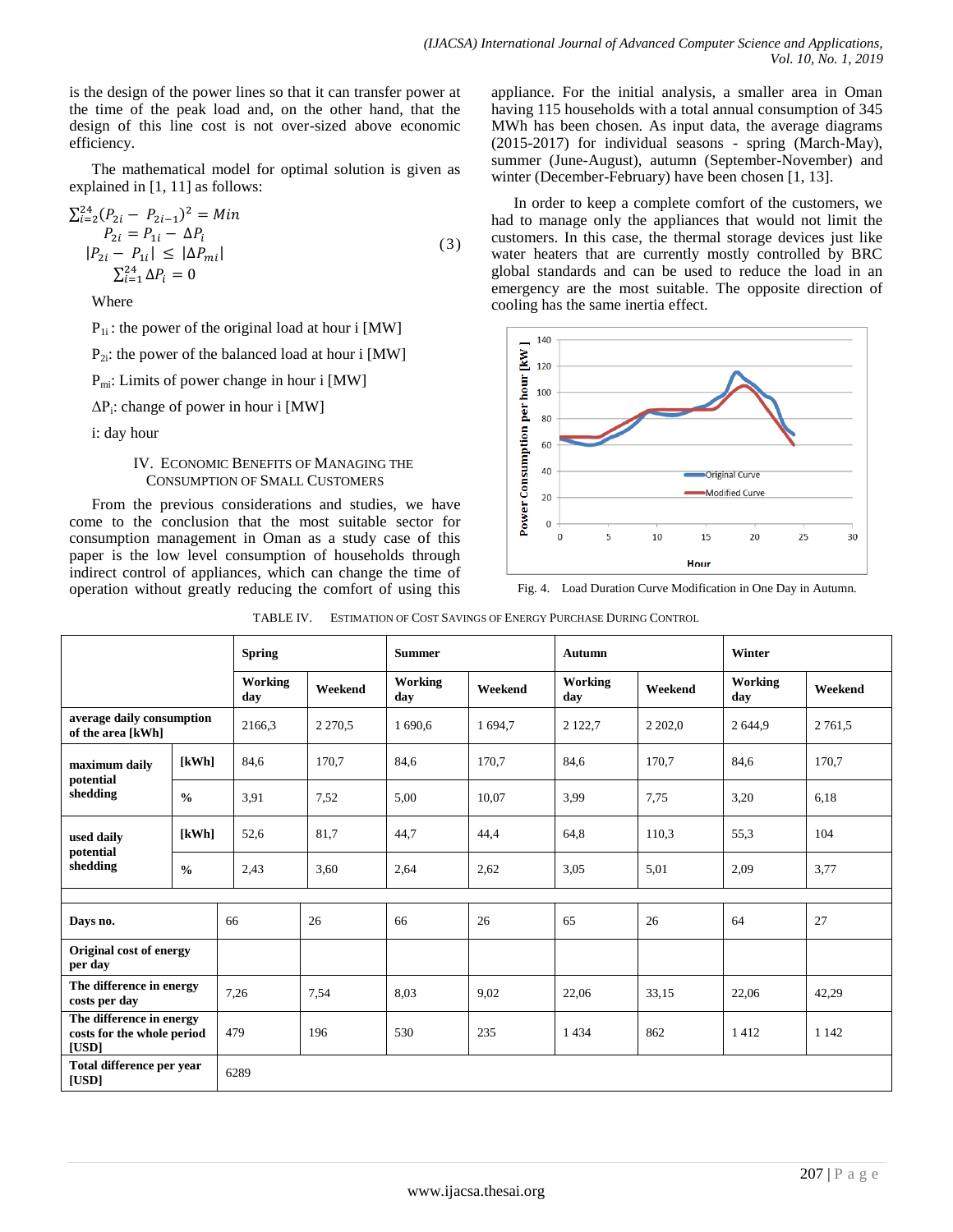is the design of the power lines so that it can transfer power at the time of the peak load and, on the other hand, that the design of this line cost is not over-sized above economic efficiency.

The mathematical model for optimal solution is given as explained in [1, 11] as follows:

$$\begin{gathered} \sum_{i=2}^{24}(P_{2i} - P_{2i-1})^2 = Min \\ P_{2i} = P_{1i} - \Delta P_i \\ |P_{2i} - P_{1i}| \leq |\Delta P_{mi}| \\ \sum_{i=1}^{24} \Delta P_i = 0 \end{gathered} \quad (3)$$

Where

$P_{1i}$ : the power of the original load at hour i [MW]

$P_{2i}$: the power of the balanced load at hour i [MW]

$P_{mi}$: Limits of power change in hour i [MW]

$\Delta P_i$: change of power in hour i [MW]

i: day hour

## IV. Economic Benefits of Managing the Consumption of Small Customers

From the previous considerations and studies, we have come to the conclusion that the most suitable sector for consumption management in Oman as a study case of this paper is the low level consumption of households through indirect control of appliances, which can change the time of operation without greatly reducing the comfort of using this appliance. For the initial analysis, a smaller area in Oman having 115 households with a total annual consumption of 345 MWh has been chosen. As input data, the average diagrams (2015-2017) for individual seasons - spring (March-May), summer (June-August), autumn (September-November) and winter (December-February) have been chosen [1, 13].

In order to keep a complete comfort of the customers, we had to manage only the appliances that would not limit the customers. In this case, the thermal storage devices just like water heaters that are currently mostly controlled by BRC global standards and can be used to reduce the load in an emergency are the most suitable. The opposite direction of cooling has the same inertia effect.

Fig. 4. Load Duration Curve Modification in One Day in Autumn.

TABLE IV. Estimation of Cost Savings of Energy Purchase During Control

| | | Spring | | Summer | | Autumn | | Winter | |
|---|---|---|---|---|---|---|---|---|---|
| | | Working day | Weekend | Working day | Weekend | Working day | Weekend | Working day | Weekend |
| **average daily consumption of the area [kWh]** | | 2166,3 | 2 270,5 | 1 690,6 | 1 694,7 | 2 122,7 | 2 202,0 | 2 644,9 | 2 761,5 |
| **maximum daily potential shedding** | **[kWh]** | 84,6 | 170,7 | 84,6 | 170,7 | 84,6 | 170,7 | 84,6 | 170,7 |
| | **%** | 3,91 | 7,52 | 5,00 | 10,07 | 3,99 | 7,75 | 3,20 | 6,18 |
| **used daily potential shedding** | **[kWh]** | 52,6 | 81,7 | 44,7 | 44,4 | 64,8 | 110,3 | 55,3 | 104 |
| | **%** | 2,43 | 3,60 | 2,64 | 2,62 | 3,05 | 5,01 | 2,09 | 3,77 |
| | | | | | | | | | |
| **Days no.** | | 66 | 26 | 66 | 26 | 65 | 26 | 64 | 27 |
| **Original cost of energy per day** | | | | | | | | | |
| **The difference in energy costs per day** | | 7,26 | 7,54 | 8,03 | 9,02 | 22,06 | 33,15 | 22,06 | 42,29 |
| **The difference in energy costs for the whole period [USD]** | | 479 | 196 | 530 | 235 | 1 434 | 862 | 1 412 | 1 142 |
| **Total difference per year [USD]** | | 6289 | | | | | | | |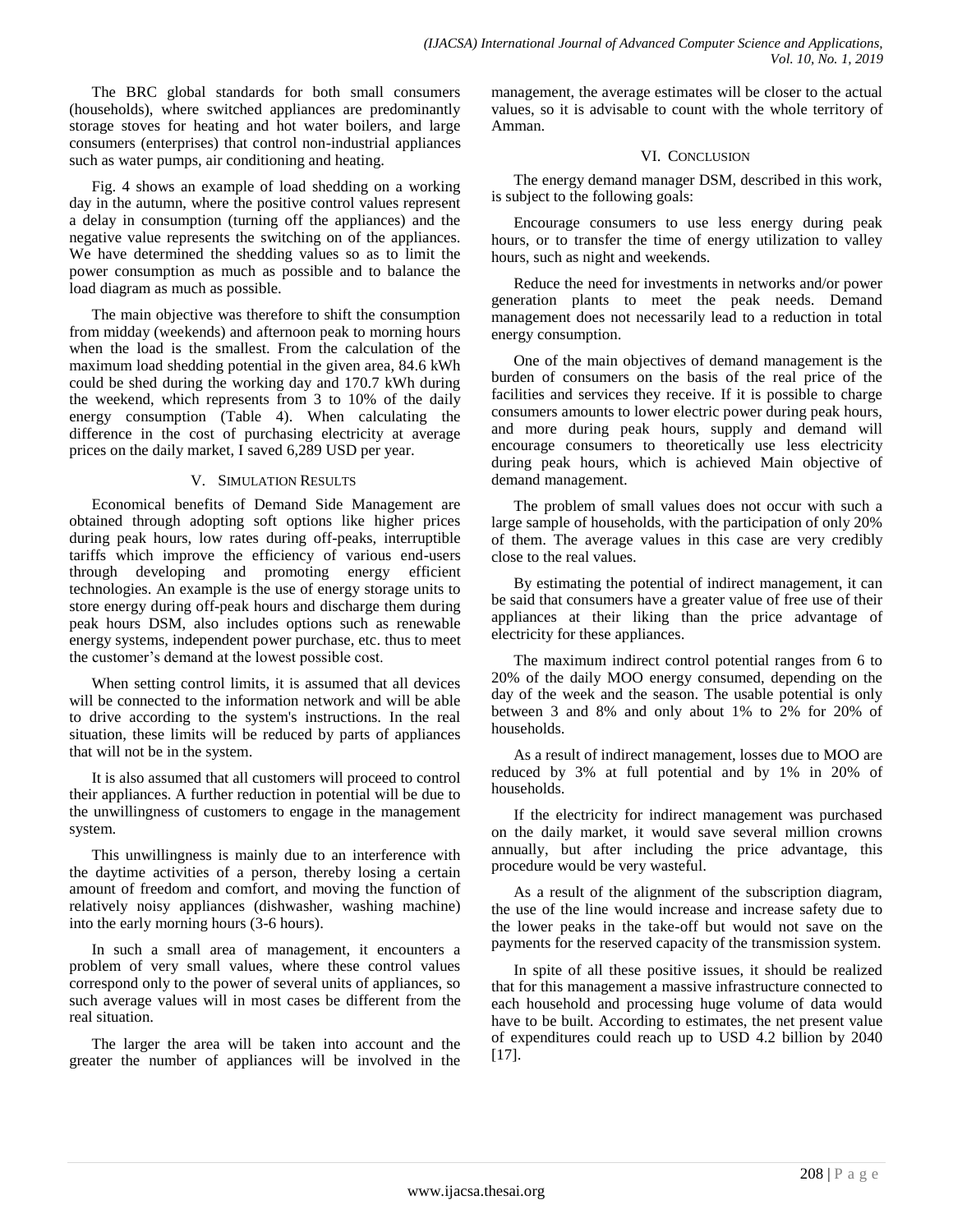The BRC global standards for both small consumers (households), where switched appliances are predominantly storage stoves for heating and hot water boilers, and large consumers (enterprises) that control non-industrial appliances such as water pumps, air conditioning and heating.

Fig. 4 shows an example of load shedding on a working day in the autumn, where the positive control values represent a delay in consumption (turning off the appliances) and the negative value represents the switching on of the appliances. We have determined the shedding values so as to limit the power consumption as much as possible and to balance the load diagram as much as possible.

The main objective was therefore to shift the consumption from midday (weekends) and afternoon peak to morning hours when the load is the smallest. From the calculation of the maximum load shedding potential in the given area, 84.6 kWh could be shed during the working day and 170.7 kWh during the weekend, which represents from 3 to 10% of the daily energy consumption (Table 4). When calculating the difference in the cost of purchasing electricity at average prices on the daily market, I saved 6,289 USD per year.

## V. Simulation Results

Economical benefits of Demand Side Management are obtained through adopting soft options like higher prices during peak hours, low rates during off-peaks, interruptible tariffs which improve the efficiency of various end-users through developing and promoting energy efficient technologies. An example is the use of energy storage units to store energy during off-peak hours and discharge them during peak hours DSM, also includes options such as renewable energy systems, independent power purchase, etc. thus to meet the customer's demand at the lowest possible cost.

When setting control limits, it is assumed that all devices will be connected to the information network and will be able to drive according to the system's instructions. In the real situation, these limits will be reduced by parts of appliances that will not be in the system.

It is also assumed that all customers will proceed to control their appliances. A further reduction in potential will be due to the unwillingness of customers to engage in the management system.

This unwillingness is mainly due to an interference with the daytime activities of a person, thereby losing a certain amount of freedom and comfort, and moving the function of relatively noisy appliances (dishwasher, washing machine) into the early morning hours (3-6 hours).

In such a small area of management, it encounters a problem of very small values, where these control values correspond only to the power of several units of appliances, so such average values will in most cases be different from the real situation.

The larger the area will be taken into account and the greater the number of appliances will be involved in the management, the average estimates will be closer to the actual values, so it is advisable to count with the whole territory of Amman.

## VI. Conclusion

The energy demand manager DSM, described in this work, is subject to the following goals:

Encourage consumers to use less energy during peak hours, or to transfer the time of energy utilization to valley hours, such as night and weekends.

Reduce the need for investments in networks and/or power generation plants to meet the peak needs. Demand management does not necessarily lead to a reduction in total energy consumption.

One of the main objectives of demand management is the burden of consumers on the basis of the real price of the facilities and services they receive. If it is possible to charge consumers amounts to lower electric power during peak hours, and more during peak hours, supply and demand will encourage consumers to theoretically use less electricity during peak hours, which is achieved Main objective of demand management.

The problem of small values does not occur with such a large sample of households, with the participation of only 20% of them. The average values in this case are very credibly close to the real values.

By estimating the potential of indirect management, it can be said that consumers have a greater value of free use of their appliances at their liking than the price advantage of electricity for these appliances.

The maximum indirect control potential ranges from 6 to 20% of the daily MOO energy consumed, depending on the day of the week and the season. The usable potential is only between 3 and 8% and only about 1% to 2% for 20% of households.

As a result of indirect management, losses due to MOO are reduced by 3% at full potential and by 1% in 20% of households.

If the electricity for indirect management was purchased on the daily market, it would save several million crowns annually, but after including the price advantage, this procedure would be very wasteful.

As a result of the alignment of the subscription diagram, the use of the line would increase and increase safety due to the lower peaks in the take-off but would not save on the payments for the reserved capacity of the transmission system.

In spite of all these positive issues, it should be realized that for this management a massive infrastructure connected to each household and processing huge volume of data would have to be built. According to estimates, the net present value of expenditures could reach up to USD 4.2 billion by 2040 [17].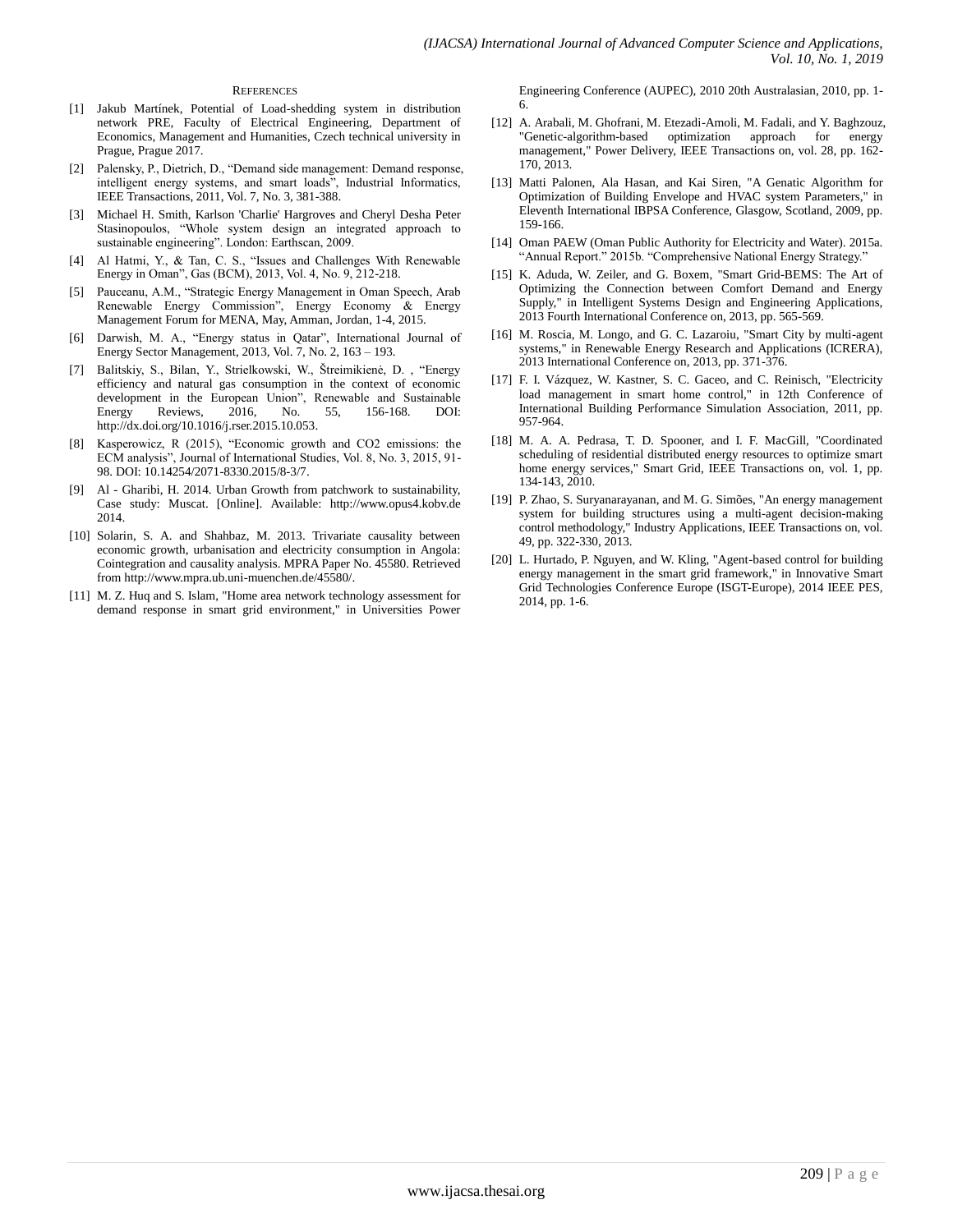## References

[1] Jakub Martínek, Potential of Load-shedding system in distribution network PRE, Faculty of Electrical Engineering, Department of Economics, Management and Humanities, Czech technical university in Prague, Prague 2017.

[2] Palensky, P., Dietrich, D., "Demand side management: Demand response, intelligent energy systems, and smart loads", Industrial Informatics, IEEE Transactions, 2011, Vol. 7, No. 3, 381-388.

[3] Michael H. Smith, Karlson 'Charlie' Hargroves and Cheryl Desha Peter Stasinopoulos, "Whole system design an integrated approach to sustainable engineering". London: Earthscan, 2009.

[4] Al Hatmi, Y., & Tan, C. S., "Issues and Challenges With Renewable Energy in Oman", Gas (BCM), 2013, Vol. 4, No. 9, 212-218.

[5] Pauceanu, A.M., "Strategic Energy Management in Oman Speech, Arab Renewable Energy Commission", Energy Economy & Energy Management Forum for MENA, May, Amman, Jordan, 1-4, 2015.

[6] Darwish, M. A., "Energy status in Qatar", International Journal of Energy Sector Management, 2013, Vol. 7, No. 2, 163 – 193.

[7] Balitskiy, S., Bilan, Y., Strielkowski, W., Štreimikienė, D. , "Energy efficiency and natural gas consumption in the context of economic development in the European Union", Renewable and Sustainable Energy Reviews, 2016, No. 55, 156-168. DOI: http://dx.doi.org/10.1016/j.rser.2015.10.053.

[8] Kasperowicz, R (2015), "Economic growth and CO2 emissions: the ECM analysis", Journal of International Studies, Vol. 8, No. 3, 2015, 91-98. DOI: 10.14254/2071-8330.2015/8-3/7.

[9] Al - Gharibi, H. 2014. Urban Growth from patchwork to sustainability, Case study: Muscat. [Online]. Available: http://www.opus4.kobv.de 2014.

[10] Solarin, S. A. and Shahbaz, M. 2013. Trivariate causality between economic growth, urbanisation and electricity consumption in Angola: Cointegration and causality analysis. MPRA Paper No. 45580. Retrieved from http://www.mpra.ub.uni-muenchen.de/45580/.

[11] M. Z. Huq and S. Islam, "Home area network technology assessment for demand response in smart grid environment," in Universities Power Engineering Conference (AUPEC), 2010 20th Australasian, 2010, pp. 1-6.

[12] A. Arabali, M. Ghofrani, M. Etezadi-Amoli, M. Fadali, and Y. Baghzouz, "Genetic-algorithm-based optimization approach for energy management," Power Delivery, IEEE Transactions on, vol. 28, pp. 162-170, 2013.

[13] Matti Palonen, Ala Hasan, and Kai Siren, "A Genatic Algorithm for Optimization of Building Envelope and HVAC system Parameters," in Eleventh International IBPSA Conference, Glasgow, Scotland, 2009, pp. 159-166.

[14] Oman PAEW (Oman Public Authority for Electricity and Water). 2015a. "Annual Report." 2015b. "Comprehensive National Energy Strategy."

[15] K. Aduda, W. Zeiler, and G. Boxem, "Smart Grid-BEMS: The Art of Optimizing the Connection between Comfort Demand and Energy Supply," in Intelligent Systems Design and Engineering Applications, 2013 Fourth International Conference on, 2013, pp. 565-569.

[16] M. Roscia, M. Longo, and G. C. Lazaroiu, "Smart City by multi-agent systems," in Renewable Energy Research and Applications (ICRERA), 2013 International Conference on, 2013, pp. 371-376.

[17] F. I. Vázquez, W. Kastner, S. C. Gaceo, and C. Reinisch, "Electricity load management in smart home control," in 12th Conference of International Building Performance Simulation Association, 2011, pp. 957-964.

[18] M. A. A. Pedrasa, T. D. Spooner, and I. F. MacGill, "Coordinated scheduling of residential distributed energy resources to optimize smart home energy services," Smart Grid, IEEE Transactions on, vol. 1, pp. 134-143, 2010.

[19] P. Zhao, S. Suryanarayanan, and M. G. Simões, "An energy management system for building structures using a multi-agent decision-making control methodology," Industry Applications, IEEE Transactions on, vol. 49, pp. 322-330, 2013.

[20] L. Hurtado, P. Nguyen, and W. Kling, "Agent-based control for building energy management in the smart grid framework," in Innovative Smart Grid Technologies Conference Europe (ISGT-Europe), 2014 IEEE PES, 2014, pp. 1-6.